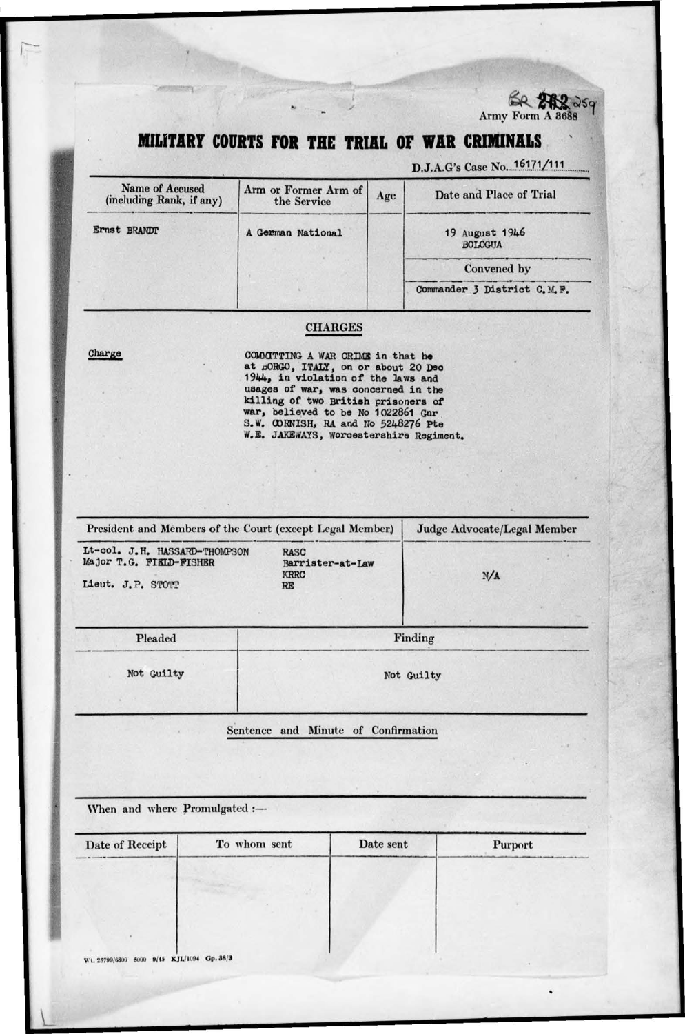BR 262 259

Army Form A 3688

# MILITARY COURTS FOR THE TRIAL OF WAR CRIMINALS

D.J.A.G's Case No. 16171/111

| Name of Accused (including Rank, if any) | Arm or Former Arm of the Service | Age | Date and Place of Trial |
|---|---|---|---|
| Ernst BRANDT | A German National | | 19 August 1946 BOLOGNA |
| | | | Convened by |
| | | | Commander 3 District C.M.F. |

## CHARGES

**Charge**

COMMITTING A WAR CRIME in that he at BORGO, ITALY, on or about 20 Dec 1944, in violation of the laws and usages of war, was concerned in the killing of two British prisoners of war, believed to be No 1022861 Gnr S.W. CORNISH, RA and No 5248276 Pte W.E. JAKEWAYS, Worcestershire Regiment.

| President and Members of the Court (except Legal Member) | | Judge Advocate/Legal Member |
|---|---|---|
| Lt-col. J.H. HASSARD-THOMPSON | RASC | N/A |
| Major T.G. FIELD-FISHER | Barrister-at-Law KRRC | |
| Lieut. J.P. STOTT | RE | |

| Pleaded | Finding |
|---|---|
| Not Guilty | Not Guilty |

## Sentence and Minute of Confirmation

When and where Promulgated :—

| Date of Receipt | To whom sent | Date sent | Purport |
|---|---|---|---|
| | | | |

W.L. 25799/6800 5000 9/45 KJL/1094 Gp. 38/3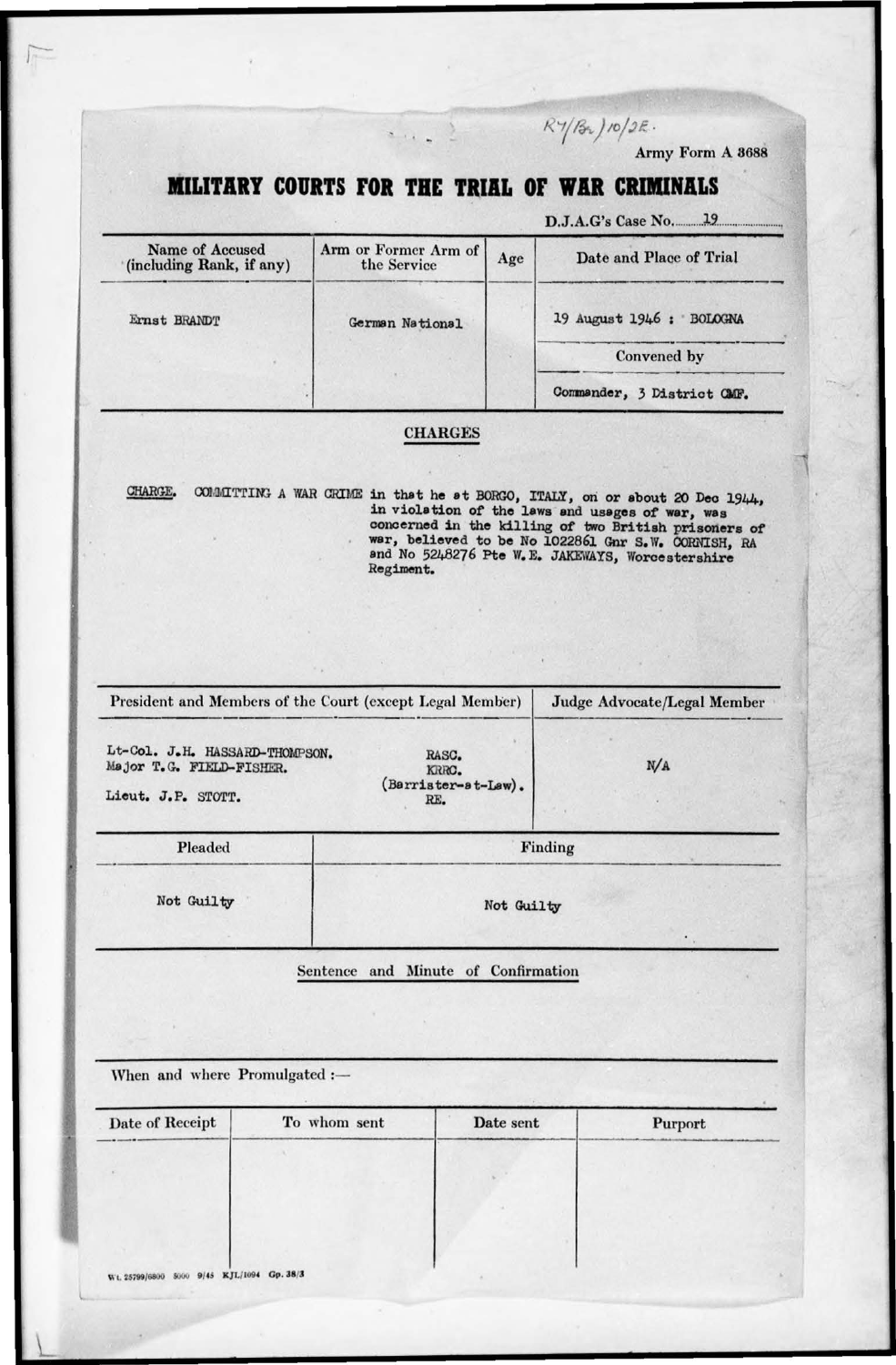R7/Br)10/2E.

Army Form A 3688

# MILITARY COURTS FOR THE TRIAL OF WAR CRIMINALS

D.J.A.G's Case No. 19

| Name of Accused (including Rank, if any) | Arm or Former Arm of the Service | Age | Date and Place of Trial |
|---|---|---|---|
| Ernst BRANDT | German National | | 19 August 1946 : BOLOGNA |
| | | | Convened by |
| | | | Commander, 3 District CMF. |

## CHARGES

CHARGE. COMMITTING A WAR CRIME in that he at BORGO, ITALY, on or about 20 Dec 1944, in violation of the laws and usages of war, was concerned in the killing of two British prisoners of war, believed to be No 1022861 Gnr S.W. CORNISH, RA and No 5248276 Pte W.E. JAKEWAYS, Worcestershire Regiment.

| President and Members of the Court (except Legal Member) | | Judge Advocate/Legal Member |
|---|---|---|
| Lt-Col. J.H. HASSARD-THOMPSON. | RASC. | N/A |
| Major T.G. FIELD-FISHER. | KRRC. (Barrister-at-Law). | |
| Lieut. J.P. STOTT. | RE. | |

| Pleaded | Finding |
|---|---|
| Not Guilty | Not Guilty |

Sentence and Minute of Confirmation

When and where Promulgated :—

| Date of Receipt | To whom sent | Date sent | Purport |
|---|---|---|---|
| | | | |

Wt. 25799/6800 5000 9/45 KJL/1094 Gp. 38/3